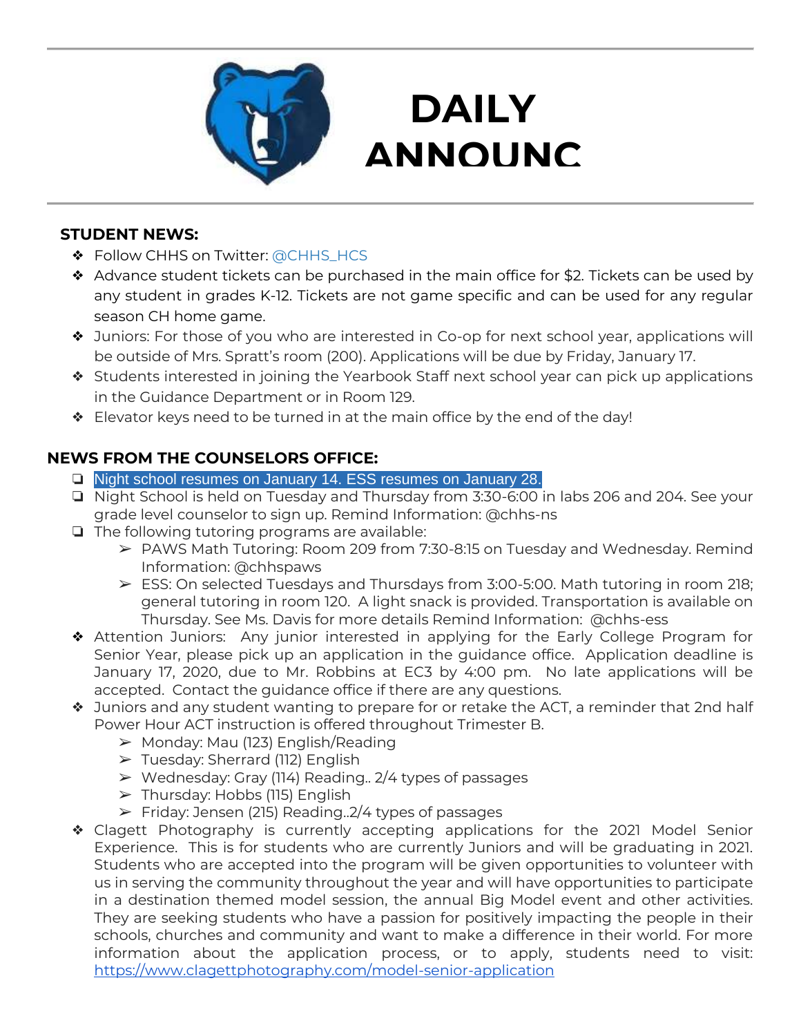# DAILY ANNOUNC

## STUDENT NEWS:

- Follow CHHS on Twitter: @CHHS_HCS
- Advance student tickets can be purchased in the main office for $2. Tickets can be used by any student in grades K-12. Tickets are not game specific and can be used for any regular season CH home game.
- Juniors: For those of you who are interested in Co-op for next school year, applications will be outside of Mrs. Spratt's room (200). Applications will be due by Friday, January 17.
- Students interested in joining the Yearbook Staff next school year can pick up applications in the Guidance Department or in Room 129.
- Elevator keys need to be turned in at the main office by the end of the day!

## NEWS FROM THE COUNSELORS OFFICE:

- Night school resumes on January 14. ESS resumes on January 28.
- Night School is held on Tuesday and Thursday from 3:30-6:00 in labs 206 and 204. See your grade level counselor to sign up. Remind Information: @chhs-ns
- The following tutoring programs are available:
  - PAWS Math Tutoring: Room 209 from 7:30-8:15 on Tuesday and Wednesday. Remind Information: @chhspaws
  - ESS: On selected Tuesdays and Thursdays from 3:00-5:00. Math tutoring in room 218; general tutoring in room 120. A light snack is provided. Transportation is available on Thursday. See Ms. Davis for more details Remind Information: @chhs-ess
- Attention Juniors: Any junior interested in applying for the Early College Program for Senior Year, please pick up an application in the guidance office. Application deadline is January 17, 2020, due to Mr. Robbins at EC3 by 4:00 pm. No late applications will be accepted. Contact the guidance office if there are any questions.
- Juniors and any student wanting to prepare for or retake the ACT, a reminder that 2nd half Power Hour ACT instruction is offered throughout Trimester B.
  - Monday: Mau (123) English/Reading
  - Tuesday: Sherrard (112) English
  - Wednesday: Gray (114) Reading.. 2/4 types of passages
  - Thursday: Hobbs (115) English
  - Friday: Jensen (215) Reading..2/4 types of passages
- Clagett Photography is currently accepting applications for the 2021 Model Senior Experience. This is for students who are currently Juniors and will be graduating in 2021. Students who are accepted into the program will be given opportunities to volunteer with us in serving the community throughout the year and will have opportunities to participate in a destination themed model session, the annual Big Model event and other activities. They are seeking students who have a passion for positively impacting the people in their schools, churches and community and want to make a difference in their world. For more information about the application process, or to apply, students need to visit: https://www.clagettphotography.com/model-senior-application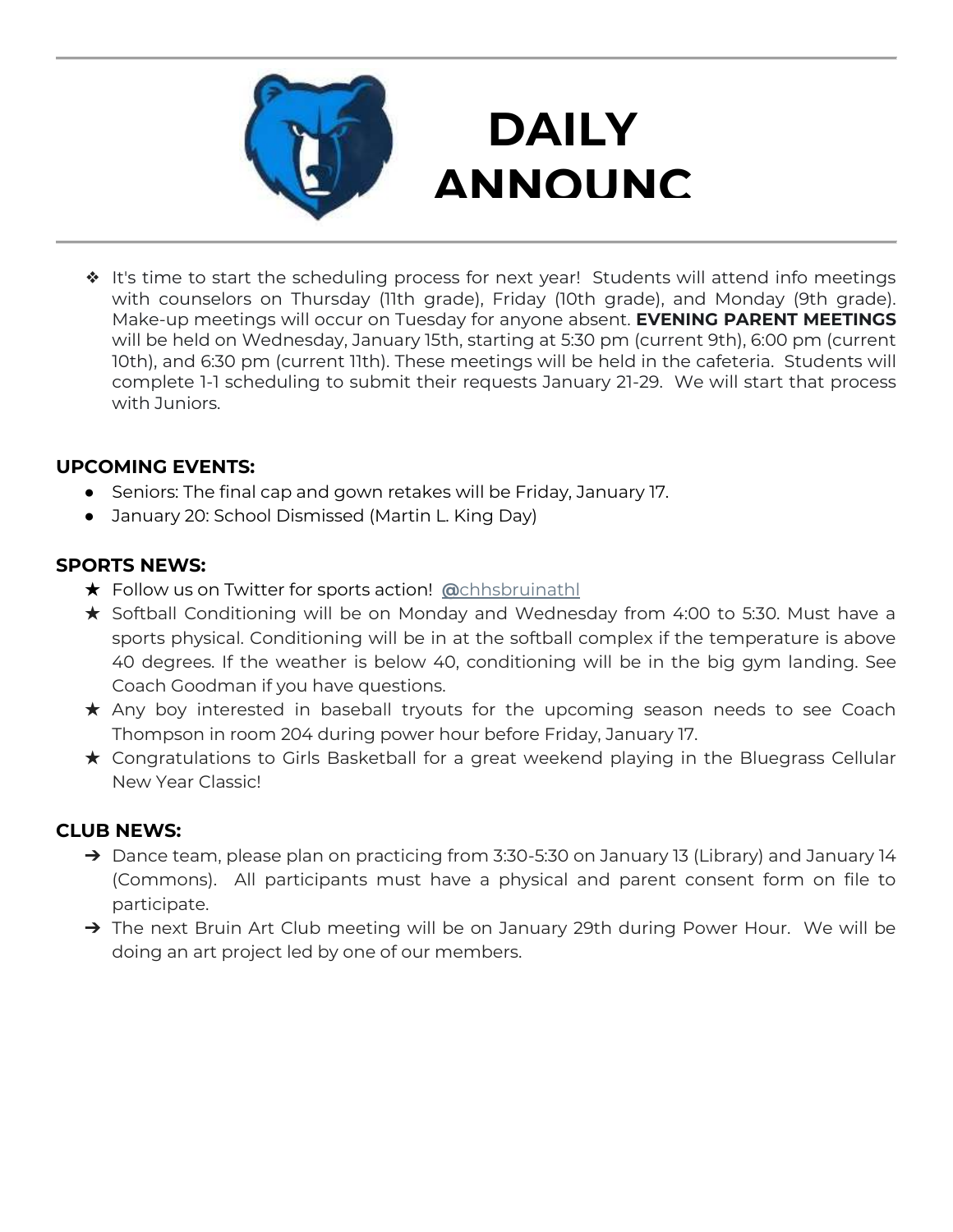# DAILY ANNOUNC

- It's time to start the scheduling process for next year! Students will attend info meetings with counselors on Thursday (11th grade), Friday (10th grade), and Monday (9th grade). Make-up meetings will occur on Tuesday for anyone absent. **EVENING PARENT MEETINGS** will be held on Wednesday, January 15th, starting at 5:30 pm (current 9th), 6:00 pm (current 10th), and 6:30 pm (current 11th). These meetings will be held in the cafeteria. Students will complete 1-1 scheduling to submit their requests January 21-29. We will start that process with Juniors.

**UPCOMING EVENTS:**

- Seniors: The final cap and gown retakes will be Friday, January 17.
- January 20: School Dismissed (Martin L. King Day)

**SPORTS NEWS:**

- Follow us on Twitter for sports action! @chhsbruinathl
- Softball Conditioning will be on Monday and Wednesday from 4:00 to 5:30. Must have a sports physical. Conditioning will be in at the softball complex if the temperature is above 40 degrees. If the weather is below 40, conditioning will be in the big gym landing. See Coach Goodman if you have questions.
- Any boy interested in baseball tryouts for the upcoming season needs to see Coach Thompson in room 204 during power hour before Friday, January 17.
- Congratulations to Girls Basketball for a great weekend playing in the Bluegrass Cellular New Year Classic!

**CLUB NEWS:**

- Dance team, please plan on practicing from 3:30-5:30 on January 13 (Library) and January 14 (Commons). All participants must have a physical and parent consent form on file to participate.
- The next Bruin Art Club meeting will be on January 29th during Power Hour. We will be doing an art project led by one of our members.